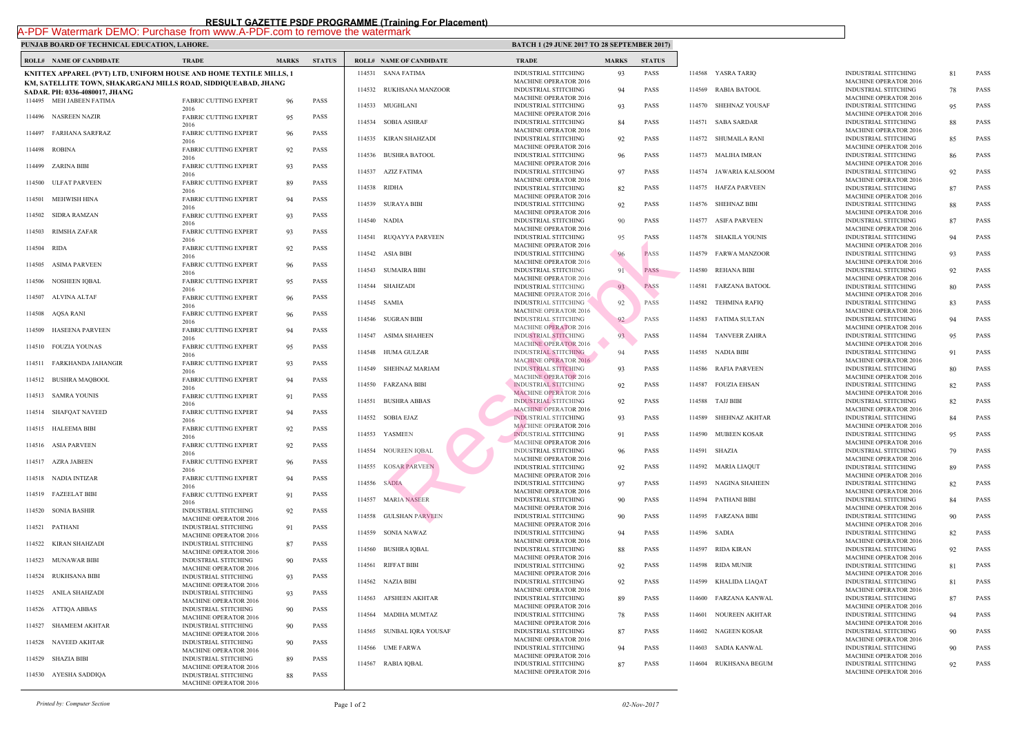# RESULT GAZETTE PSDF PROGRAMME (Training For Placement)

**PUNJAB BOARD OF TECHNICAL EDUCATION, LAHORE.** **BATCH 1 (29 JUNE 2017 TO 28 SEPTEMBER 2017)**

**KNITTEX APPAREL (PVT) LTD, UNIFORM HOUSE AND HOME TEXTILE MILLS, 1 KM, SATELLITE TOWN, SHAKARGANJ MILLS ROAD, SIDDIQUEABAD, JHANG SADAR. PH: 0336-4080017, JHANG**

| ROLL# | NAME OF CANDIDATE | TRADE | MARKS | STATUS |
|---|---|---|---|---|
| 114495 | MEH JABEEN FATIMA | FABRIC CUTTING EXPERT 2016 | 96 | PASS |
| 114496 | NASREEN NAZIR | FABRIC CUTTING EXPERT 2016 | 95 | PASS |
| 114497 | FARHANA SARFRAZ | FABRIC CUTTING EXPERT 2016 | 96 | PASS |
| 114498 | ROBINA | FABRIC CUTTING EXPERT 2016 | 92 | PASS |
| 114499 | ZARINA BIBI | FABRIC CUTTING EXPERT 2016 | 93 | PASS |
| 114500 | ULFAT PARVEEN | FABRIC CUTTING EXPERT 2016 | 89 | PASS |
| 114501 | MEHWISH HINA | FABRIC CUTTING EXPERT 2016 | 94 | PASS |
| 114502 | SIDRA RAMZAN | FABRIC CUTTING EXPERT 2016 | 93 | PASS |
| 114503 | RIMSHA ZAFAR | FABRIC CUTTING EXPERT 2016 | 93 | PASS |
| 114504 | RIDA | FABRIC CUTTING EXPERT 2016 | 92 | PASS |
| 114505 | ASIMA PARVEEN | FABRIC CUTTING EXPERT 2016 | 96 | PASS |
| 114506 | NOSHEEN IQBAL | FABRIC CUTTING EXPERT 2016 | 95 | PASS |
| 114507 | ALVINA ALTAF | FABRIC CUTTING EXPERT 2016 | 96 | PASS |
| 114508 | AQSA RANI | FABRIC CUTTING EXPERT 2016 | 96 | PASS |
| 114509 | HASEENA PARVEEN | FABRIC CUTTING EXPERT 2016 | 94 | PASS |
| 114510 | FOUZIA YOUNAS | FABRIC CUTTING EXPERT 2016 | 95 | PASS |
| 114511 | FARKHANDA JAHANGIR | FABRIC CUTTING EXPERT 2016 | 93 | PASS |
| 114512 | BUSHRA MAQBOOL | FABRIC CUTTING EXPERT 2016 | 94 | PASS |
| 114513 | SAMRA YOUNIS | FABRIC CUTTING EXPERT 2016 | 91 | PASS |
| 114514 | SHAFQAT NAVEED | FABRIC CUTTING EXPERT 2016 | 94 | PASS |
| 114515 | HALEEMA BIBI | FABRIC CUTTING EXPERT 2016 | 92 | PASS |
| 114516 | ASIA PARVEEN | FABRIC CUTTING EXPERT 2016 | 92 | PASS |
| 114517 | AZRA JABEEN | FABRIC CUTTING EXPERT 2016 | 96 | PASS |
| 114518 | NADIA INTIZAR | FABRIC CUTTING EXPERT 2016 | 94 | PASS |
| 114519 | FAZEELAT BIBI | FABRIC CUTTING EXPERT 2016 | 91 | PASS |
| 114520 | SONIA BASHIR | INDUSTRIAL STITCHING MACHINE OPERATOR 2016 | 92 | PASS |
| 114521 | PATHANI | INDUSTRIAL STITCHING MACHINE OPERATOR 2016 | 91 | PASS |
| 114522 | KIRAN SHAHZADI | INDUSTRIAL STITCHING MACHINE OPERATOR 2016 | 87 | PASS |
| 114523 | MUNAWAR BIBI | INDUSTRIAL STITCHING MACHINE OPERATOR 2016 | 90 | PASS |
| 114524 | RUKHSANA BIBI | INDUSTRIAL STITCHING MACHINE OPERATOR 2016 | 93 | PASS |
| 114525 | ANILA SHAHZADI | INDUSTRIAL STITCHING MACHINE OPERATOR 2016 | 93 | PASS |
| 114526 | ATTIQA ABBAS | INDUSTRIAL STITCHING MACHINE OPERATOR 2016 | 90 | PASS |
| 114527 | SHAMEEM AKHTAR | INDUSTRIAL STITCHING MACHINE OPERATOR 2016 | 90 | PASS |
| 114528 | NAVEED AKHTAR | INDUSTRIAL STITCHING MACHINE OPERATOR 2016 | 90 | PASS |
| 114529 | SHAZIA BIBI | INDUSTRIAL STITCHING MACHINE OPERATOR 2016 | 89 | PASS |
| 114530 | AYESHA SADDIQA | INDUSTRIAL STITCHING MACHINE OPERATOR 2016 | 88 | PASS |
| 114531 | SANA FATIMA | INDUSTRIAL STITCHING MACHINE OPERATOR 2016 | 93 | PASS |
| 114532 | RUKHSANA MANZOOR | INDUSTRIAL STITCHING MACHINE OPERATOR 2016 | 94 | PASS |
| 114533 | MUGHLANI | INDUSTRIAL STITCHING MACHINE OPERATOR 2016 | 93 | PASS |
| 114534 | SOBIA ASHRAF | INDUSTRIAL STITCHING MACHINE OPERATOR 2016 | 84 | PASS |
| 114535 | KIRAN SHAHZADI | INDUSTRIAL STITCHING MACHINE OPERATOR 2016 | 92 | PASS |
| 114536 | BUSHRA BATOOL | INDUSTRIAL STITCHING MACHINE OPERATOR 2016 | 96 | PASS |
| 114537 | AZIZ FATIMA | INDUSTRIAL STITCHING MACHINE OPERATOR 2016 | 97 | PASS |
| 114538 | RIDHA | INDUSTRIAL STITCHING MACHINE OPERATOR 2016 | 82 | PASS |
| 114539 | SURAYA BIBI | INDUSTRIAL STITCHING MACHINE OPERATOR 2016 | 92 | PASS |
| 114540 | NADIA | INDUSTRIAL STITCHING MACHINE OPERATOR 2016 | 90 | PASS |
| 114541 | RUQAYYA PARVEEN | INDUSTRIAL STITCHING MACHINE OPERATOR 2016 | 95 | PASS |
| 114542 | ASIA BIBI | INDUSTRIAL STITCHING MACHINE OPERATOR 2016 | 96 | PASS |
| 114543 | SUMAIRA BIBI | INDUSTRIAL STITCHING MACHINE OPERATOR 2016 | 91 | PASS |
| 114544 | SHAHZADI | INDUSTRIAL STITCHING MACHINE OPERATOR 2016 | 93 | PASS |
| 114545 | SAMIA | INDUSTRIAL STITCHING MACHINE OPERATOR 2016 | 92 | PASS |
| 114546 | SUGRAN BIBI | INDUSTRIAL STITCHING MACHINE OPERATOR 2016 | 92 | PASS |
| 114547 | ASIMA SHAHEEN | INDUSTRIAL STITCHING MACHINE OPERATOR 2016 | 93 | PASS |
| 114548 | HUMA GULZAR | INDUSTRIAL STITCHING MACHINE OPERATOR 2016 | 94 | PASS |
| 114549 | SHEHNAZ MARIAM | INDUSTRIAL STITCHING MACHINE OPERATOR 2016 | 93 | PASS |
| 114550 | FARZANA BIBI | INDUSTRIAL STITCHING MACHINE OPERATOR 2016 | 92 | PASS |
| 114551 | BUSHRA ABBAS | INDUSTRIAL STITCHING MACHINE OPERATOR 2016 | 92 | PASS |
| 114552 | SOBIA EJAZ | INDUSTRIAL STITCHING MACHINE OPERATOR 2016 | 93 | PASS |
| 114553 | YASMEEN | INDUSTRIAL STITCHING MACHINE OPERATOR 2016 | 91 | PASS |
| 114554 | NOUREEN IQBAL | INDUSTRIAL STITCHING MACHINE OPERATOR 2016 | 96 | PASS |
| 114555 | KOSAR PARVEEN | INDUSTRIAL STITCHING MACHINE OPERATOR 2016 | 92 | PASS |
| 114556 | SADIA | INDUSTRIAL STITCHING MACHINE OPERATOR 2016 | 97 | PASS |
| 114557 | MARIA NASEER | INDUSTRIAL STITCHING MACHINE OPERATOR 2016 | 90 | PASS |
| 114558 | GULSHAN PARVEEN | INDUSTRIAL STITCHING MACHINE OPERATOR 2016 | 90 | PASS |
| 114559 | SONIA NAWAZ | INDUSTRIAL STITCHING MACHINE OPERATOR 2016 | 94 | PASS |
| 114560 | BUSHRA IQBAL | INDUSTRIAL STITCHING MACHINE OPERATOR 2016 | 88 | PASS |
| 114561 | RIFFAT BIBI | INDUSTRIAL STITCHING MACHINE OPERATOR 2016 | 92 | PASS |
| 114562 | NAZIA BIBI | INDUSTRIAL STITCHING MACHINE OPERATOR 2016 | 92 | PASS |
| 114563 | AFSHEEN AKHTAR | INDUSTRIAL STITCHING MACHINE OPERATOR 2016 | 89 | PASS |
| 114564 | MADIHA MUMTAZ | INDUSTRIAL STITCHING MACHINE OPERATOR 2016 | 78 | PASS |
| 114565 | SUNBAL IQRA YOUSAF | INDUSTRIAL STITCHING MACHINE OPERATOR 2016 | 87 | PASS |
| 114566 | UME FARWA | INDUSTRIAL STITCHING MACHINE OPERATOR 2016 | 94 | PASS |
| 114567 | RABIA IQBAL | INDUSTRIAL STITCHING MACHINE OPERATOR 2016 | 87 | PASS |
| 114568 | YASRA TARIQ | INDUSTRIAL STITCHING MACHINE OPERATOR 2016 | 81 | PASS |
| 114569 | RABIA BATOOL | INDUSTRIAL STITCHING MACHINE OPERATOR 2016 | 78 | PASS |
| 114570 | SHEHNAZ YOUSAF | INDUSTRIAL STITCHING MACHINE OPERATOR 2016 | 95 | PASS |
| 114571 | SABA SARDAR | INDUSTRIAL STITCHING MACHINE OPERATOR 2016 | 88 | PASS |
| 114572 | SHUMAILA RANI | INDUSTRIAL STITCHING MACHINE OPERATOR 2016 | 85 | PASS |
| 114573 | MALIHA IMRAN | INDUSTRIAL STITCHING MACHINE OPERATOR 2016 | 86 | PASS |
| 114574 | JAWARIA KALSOOM | INDUSTRIAL STITCHING MACHINE OPERATOR 2016 | 92 | PASS |
| 114575 | HAFZA PARVEEN | INDUSTRIAL STITCHING MACHINE OPERATOR 2016 | 87 | PASS |
| 114576 | SHEHNAZ BIBI | INDUSTRIAL STITCHING MACHINE OPERATOR 2016 | 88 | PASS |
| 114577 | ASIFA PARVEEN | INDUSTRIAL STITCHING MACHINE OPERATOR 2016 | 87 | PASS |
| 114578 | SHAKILA YOUNIS | INDUSTRIAL STITCHING MACHINE OPERATOR 2016 | 94 | PASS |
| 114579 | FARWA MANZOOR | INDUSTRIAL STITCHING MACHINE OPERATOR 2016 | 93 | PASS |
| 114580 | REHANA BIBI | INDUSTRIAL STITCHING MACHINE OPERATOR 2016 | 92 | PASS |
| 114581 | FARZANA BATOOL | INDUSTRIAL STITCHING MACHINE OPERATOR 2016 | 80 | PASS |
| 114582 | TEHMINA RAFIQ | INDUSTRIAL STITCHING MACHINE OPERATOR 2016 | 83 | PASS |
| 114583 | FATIMA SULTAN | INDUSTRIAL STITCHING MACHINE OPERATOR 2016 | 94 | PASS |
| 114584 | TANVEER ZAHRA | INDUSTRIAL STITCHING MACHINE OPERATOR 2016 | 95 | PASS |
| 114585 | NADIA BIBI | INDUSTRIAL STITCHING MACHINE OPERATOR 2016 | 91 | PASS |
| 114586 | RAFIA PARVEEN | INDUSTRIAL STITCHING MACHINE OPERATOR 2016 | 80 | PASS |
| 114587 | FOUZIA EHSAN | INDUSTRIAL STITCHING MACHINE OPERATOR 2016 | 82 | PASS |
| 114588 | TAJJ BIBI | INDUSTRIAL STITCHING MACHINE OPERATOR 2016 | 82 | PASS |
| 114589 | SHEHNAZ AKHTAR | INDUSTRIAL STITCHING MACHINE OPERATOR 2016 | 84 | PASS |
| 114590 | MUBEEN KOSAR | INDUSTRIAL STITCHING MACHINE OPERATOR 2016 | 95 | PASS |
| 114591 | SHAZIA | INDUSTRIAL STITCHING MACHINE OPERATOR 2016 | 79 | PASS |
| 114592 | MARIA LIAQUT | INDUSTRIAL STITCHING MACHINE OPERATOR 2016 | 89 | PASS |
| 114593 | NAGINA SHAHEEN | INDUSTRIAL STITCHING MACHINE OPERATOR 2016 | 82 | PASS |
| 114594 | PATHANI BIBI | INDUSTRIAL STITCHING MACHINE OPERATOR 2016 | 84 | PASS |
| 114595 | FARZANA BIBI | INDUSTRIAL STITCHING MACHINE OPERATOR 2016 | 90 | PASS |
| 114596 | SADIA | INDUSTRIAL STITCHING MACHINE OPERATOR 2016 | 82 | PASS |
| 114597 | RIDA KIRAN | INDUSTRIAL STITCHING MACHINE OPERATOR 2016 | 92 | PASS |
| 114598 | RIDA MUNIR | INDUSTRIAL STITCHING MACHINE OPERATOR 2016 | 81 | PASS |
| 114599 | KHALIDA LIAQAT | INDUSTRIAL STITCHING MACHINE OPERATOR 2016 | 81 | PASS |
| 114600 | FARZANA KANWAL | INDUSTRIAL STITCHING MACHINE OPERATOR 2016 | 87 | PASS |
| 114601 | NOUREEN AKHTAR | INDUSTRIAL STITCHING MACHINE OPERATOR 2016 | 94 | PASS |
| 114602 | NAGEEN KOSAR | INDUSTRIAL STITCHING MACHINE OPERATOR 2016 | 90 | PASS |
| 114603 | SADIA KANWAL | INDUSTRIAL STITCHING MACHINE OPERATOR 2016 | 90 | PASS |
| 114604 | RUKHSANA BEGUM | INDUSTRIAL STITCHING MACHINE OPERATOR 2016 | 92 | PASS |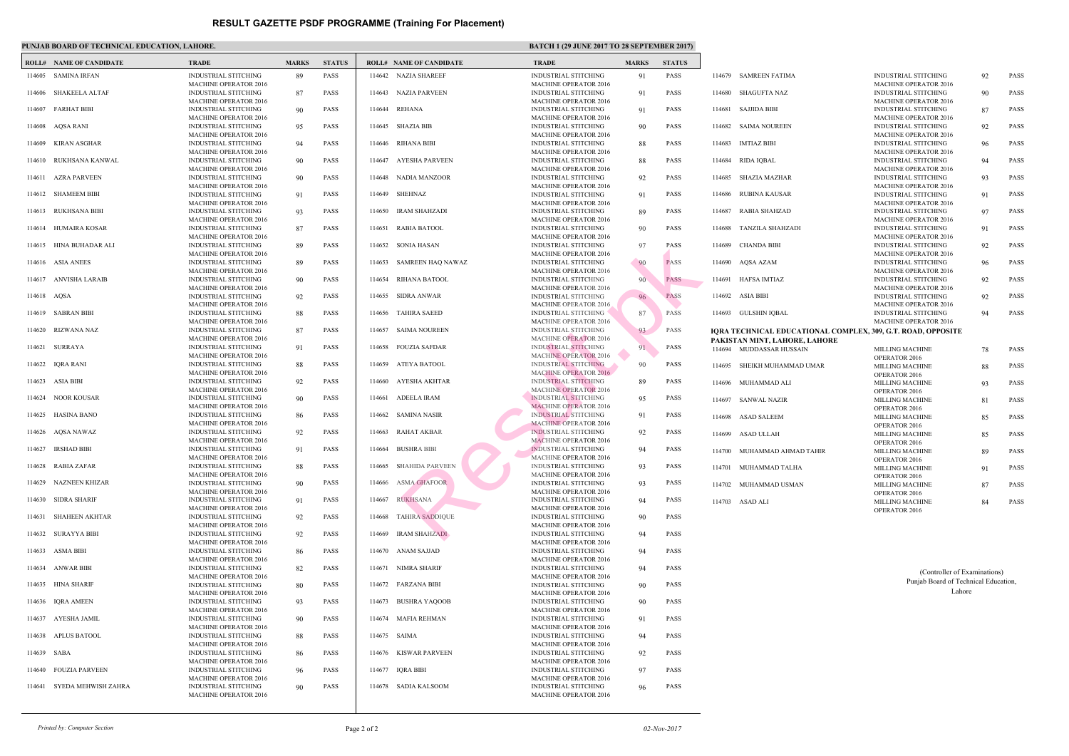# RESULT GAZETTE PSDF PROGRAMME (Training For Placement)

**PUNJAB BOARD OF TECHNICAL EDUCATION, LAHORE.**

**BATCH 1 (29 JUNE 2017 TO 28 SEPTEMBER 2017)**

| ROLL# | NAME OF CANDIDATE | TRADE | MARKS | STATUS |
|---|---|---|---|---|
| 114605 | SAMINA IRFAN | INDUSTRIAL STITCHING MACHINE OPERATOR 2016 | 89 | PASS |
| 114606 | SHAKEELA ALTAF | INDUSTRIAL STITCHING MACHINE OPERATOR 2016 | 87 | PASS |
| 114607 | FARHAT BIBI | INDUSTRIAL STITCHING MACHINE OPERATOR 2016 | 90 | PASS |
| 114608 | AQSA RANI | INDUSTRIAL STITCHING MACHINE OPERATOR 2016 | 95 | PASS |
| 114609 | KIRAN ASGHAR | INDUSTRIAL STITCHING MACHINE OPERATOR 2016 | 94 | PASS |
| 114610 | RUKHSANA KANWAL | INDUSTRIAL STITCHING MACHINE OPERATOR 2016 | 90 | PASS |
| 114611 | AZRA PARVEEN | INDUSTRIAL STITCHING MACHINE OPERATOR 2016 | 90 | PASS |
| 114612 | SHAMEEM BIBI | INDUSTRIAL STITCHING MACHINE OPERATOR 2016 | 91 | PASS |
| 114613 | RUKHSANA BIBI | INDUSTRIAL STITCHING MACHINE OPERATOR 2016 | 93 | PASS |
| 114614 | HUMAIRA KOSAR | INDUSTRIAL STITCHING MACHINE OPERATOR 2016 | 87 | PASS |
| 114615 | HINA BUHADAR ALI | INDUSTRIAL STITCHING MACHINE OPERATOR 2016 | 89 | PASS |
| 114616 | ASIA ANEES | INDUSTRIAL STITCHING MACHINE OPERATOR 2016 | 89 | PASS |
| 114617 | ANVISHA LARAIB | INDUSTRIAL STITCHING MACHINE OPERATOR 2016 | 90 | PASS |
| 114618 | AQSA | INDUSTRIAL STITCHING MACHINE OPERATOR 2016 | 92 | PASS |
| 114619 | SABRAN BIBI | INDUSTRIAL STITCHING MACHINE OPERATOR 2016 | 88 | PASS |
| 114620 | RIZWANA NAZ | INDUSTRIAL STITCHING MACHINE OPERATOR 2016 | 87 | PASS |
| 114621 | SURRAYA | INDUSTRIAL STITCHING MACHINE OPERATOR 2016 | 91 | PASS |
| 114622 | IQRA RANI | INDUSTRIAL STITCHING MACHINE OPERATOR 2016 | 88 | PASS |
| 114623 | ASIA BIBI | INDUSTRIAL STITCHING MACHINE OPERATOR 2016 | 92 | PASS |
| 114624 | NOOR KOUSAR | INDUSTRIAL STITCHING MACHINE OPERATOR 2016 | 90 | PASS |
| 114625 | HASINA BANO | INDUSTRIAL STITCHING MACHINE OPERATOR 2016 | 86 | PASS |
| 114626 | AQSA NAWAZ | INDUSTRIAL STITCHING MACHINE OPERATOR 2016 | 92 | PASS |
| 114627 | IRSHAD BIBI | INDUSTRIAL STITCHING MACHINE OPERATOR 2016 | 91 | PASS |
| 114628 | RABIA ZAFAR | INDUSTRIAL STITCHING MACHINE OPERATOR 2016 | 88 | PASS |
| 114629 | NAZNEEN KHIZAR | INDUSTRIAL STITCHING MACHINE OPERATOR 2016 | 90 | PASS |
| 114630 | SIDRA SHARIF | INDUSTRIAL STITCHING MACHINE OPERATOR 2016 | 91 | PASS |
| 114631 | SHAHEEN AKHTAR | INDUSTRIAL STITCHING MACHINE OPERATOR 2016 | 92 | PASS |
| 114632 | SURAYYA BIBI | INDUSTRIAL STITCHING MACHINE OPERATOR 2016 | 92 | PASS |
| 114633 | ASMA BIBI | INDUSTRIAL STITCHING MACHINE OPERATOR 2016 | 86 | PASS |
| 114634 | ANWAR BIBI | INDUSTRIAL STITCHING MACHINE OPERATOR 2016 | 82 | PASS |
| 114635 | HINA SHARIF | INDUSTRIAL STITCHING MACHINE OPERATOR 2016 | 80 | PASS |
| 114636 | IQRA AMEEN | INDUSTRIAL STITCHING MACHINE OPERATOR 2016 | 93 | PASS |
| 114637 | AYESHA JAMIL | INDUSTRIAL STITCHING MACHINE OPERATOR 2016 | 90 | PASS |
| 114638 | APLUS BATOOL | INDUSTRIAL STITCHING MACHINE OPERATOR 2016 | 88 | PASS |
| 114639 | SABA | INDUSTRIAL STITCHING MACHINE OPERATOR 2016 | 86 | PASS |
| 114640 | FOUZIA PARVEEN | INDUSTRIAL STITCHING MACHINE OPERATOR 2016 | 96 | PASS |
| 114641 | SYEDA MEHWISH ZAHRA | INDUSTRIAL STITCHING MACHINE OPERATOR 2016 | 90 | PASS |
| 114642 | NAZIA SHAREEF | INDUSTRIAL STITCHING MACHINE OPERATOR 2016 | 91 | PASS |
| 114643 | NAZIA PARVEEN | INDUSTRIAL STITCHING MACHINE OPERATOR 2016 | 91 | PASS |
| 114644 | REHANA | INDUSTRIAL STITCHING MACHINE OPERATOR 2016 | 91 | PASS |
| 114645 | SHAZIA BIB | INDUSTRIAL STITCHING MACHINE OPERATOR 2016 | 90 | PASS |
| 114646 | RIHANA BIBI | INDUSTRIAL STITCHING MACHINE OPERATOR 2016 | 88 | PASS |
| 114647 | AYESHA PARVEEN | INDUSTRIAL STITCHING MACHINE OPERATOR 2016 | 88 | PASS |
| 114648 | NADIA MANZOOR | INDUSTRIAL STITCHING MACHINE OPERATOR 2016 | 92 | PASS |
| 114649 | SHEHNAZ | INDUSTRIAL STITCHING MACHINE OPERATOR 2016 | 91 | PASS |
| 114650 | IRAM SHAHZADI | INDUSTRIAL STITCHING MACHINE OPERATOR 2016 | 89 | PASS |
| 114651 | RABIA BATOOL | INDUSTRIAL STITCHING MACHINE OPERATOR 2016 | 90 | PASS |
| 114652 | SONIA HASAN | INDUSTRIAL STITCHING MACHINE OPERATOR 2016 | 97 | PASS |
| 114653 | SAMREEN HAQ NAWAZ | INDUSTRIAL STITCHING MACHINE OPERATOR 2016 | 90 | PASS |
| 114654 | RIHANA BATOOL | INDUSTRIAL STITCHING MACHINE OPERATOR 2016 | 90 | PASS |
| 114655 | SIDRA ANWAR | INDUSTRIAL STITCHING MACHINE OPERATOR 2016 | 96 | PASS |
| 114656 | TAHIRA SAEED | INDUSTRIAL STITCHING MACHINE OPERATOR 2016 | 87 | PASS |
| 114657 | SAIMA NOUREEN | INDUSTRIAL STITCHING MACHINE OPERATOR 2016 | 93 | PASS |
| 114658 | FOUZIA SAFDAR | INDUSTRIAL STITCHING MACHINE OPERATOR 2016 | 91 | PASS |
| 114659 | ATEYA BATOOL | INDUSTRIAL STITCHING MACHINE OPERATOR 2016 | 90 | PASS |
| 114660 | AYESHA AKHTAR | INDUSTRIAL STITCHING MACHINE OPERATOR 2016 | 89 | PASS |
| 114661 | ADEELA IRAM | INDUSTRIAL STITCHING MACHINE OPERATOR 2016 | 95 | PASS |
| 114662 | SAMINA NASIR | INDUSTRIAL STITCHING MACHINE OPERATOR 2016 | 91 | PASS |
| 114663 | RAHAT AKBAR | INDUSTRIAL STITCHING MACHINE OPERATOR 2016 | 92 | PASS |
| 114664 | BUSHRA BIBI | INDUSTRIAL STITCHING MACHINE OPERATOR 2016 | 94 | PASS |
| 114665 | SHAHIDA PARVEEN | INDUSTRIAL STITCHING MACHINE OPERATOR 2016 | 93 | PASS |
| 114666 | ASMA GHAFOOR | INDUSTRIAL STITCHING MACHINE OPERATOR 2016 | 93 | PASS |
| 114667 | RUKHSANA | INDUSTRIAL STITCHING MACHINE OPERATOR 2016 | 94 | PASS |
| 114668 | TAHIRA SADDIQUE | INDUSTRIAL STITCHING MACHINE OPERATOR 2016 | 90 | PASS |
| 114669 | IRAM SHAHZADI | INDUSTRIAL STITCHING MACHINE OPERATOR 2016 | 94 | PASS |
| 114670 | ANAM SAJJAD | INDUSTRIAL STITCHING MACHINE OPERATOR 2016 | 94 | PASS |
| 114671 | NIMRA SHARIF | INDUSTRIAL STITCHING MACHINE OPERATOR 2016 | 94 | PASS |
| 114672 | FARZANA BIBI | INDUSTRIAL STITCHING MACHINE OPERATOR 2016 | 90 | PASS |
| 114673 | BUSHRA YAQOOB | INDUSTRIAL STITCHING MACHINE OPERATOR 2016 | 90 | PASS |
| 114674 | MAFIA REHMAN | INDUSTRIAL STITCHING MACHINE OPERATOR 2016 | 91 | PASS |
| 114675 | SAIMA | INDUSTRIAL STITCHING MACHINE OPERATOR 2016 | 94 | PASS |
| 114676 | KISWAR PARVEEN | INDUSTRIAL STITCHING MACHINE OPERATOR 2016 | 92 | PASS |
| 114677 | IQRA BIBI | INDUSTRIAL STITCHING MACHINE OPERATOR 2016 | 97 | PASS |
| 114678 | SADIA KALSOOM | INDUSTRIAL STITCHING MACHINE OPERATOR 2016 | 96 | PASS |
| 114679 | SAMREEN FATIMA | INDUSTRIAL STITCHING MACHINE OPERATOR 2016 | 92 | PASS |
| 114680 | SHAGUFTA NAZ | INDUSTRIAL STITCHING MACHINE OPERATOR 2016 | 90 | PASS |
| 114681 | SAJJIDA BIBI | INDUSTRIAL STITCHING MACHINE OPERATOR 2016 | 87 | PASS |
| 114682 | SAIMA NOUREEN | INDUSTRIAL STITCHING MACHINE OPERATOR 2016 | 92 | PASS |
| 114683 | IMTIAZ BIBI | INDUSTRIAL STITCHING MACHINE OPERATOR 2016 | 96 | PASS |
| 114684 | RIDA IQBAL | INDUSTRIAL STITCHING MACHINE OPERATOR 2016 | 94 | PASS |
| 114685 | SHAZIA MAZHAR | INDUSTRIAL STITCHING MACHINE OPERATOR 2016 | 93 | PASS |
| 114686 | RUBINA KAUSAR | INDUSTRIAL STITCHING MACHINE OPERATOR 2016 | 91 | PASS |
| 114687 | RABIA SHAHZAD | INDUSTRIAL STITCHING MACHINE OPERATOR 2016 | 97 | PASS |
| 114688 | TANZILA SHAHZADI | INDUSTRIAL STITCHING MACHINE OPERATOR 2016 | 91 | PASS |
| 114689 | CHANDA BIBI | INDUSTRIAL STITCHING MACHINE OPERATOR 2016 | 92 | PASS |
| 114690 | AQSA AZAM | INDUSTRIAL STITCHING MACHINE OPERATOR 2016 | 96 | PASS |
| 114691 | HAFSA IMTIAZ | INDUSTRIAL STITCHING MACHINE OPERATOR 2016 | 92 | PASS |
| 114692 | ASIA BIBI | INDUSTRIAL STITCHING MACHINE OPERATOR 2016 | 92 | PASS |
| 114693 | GULSHIN IQBAL | INDUSTRIAL STITCHING MACHINE OPERATOR 2016 | 94 | PASS |

**IQRA TECHNICAL EDUCATIONAL COMPLEX, 309, G.T. ROAD, OPPOSITE PAKISTAN MINT, LAHORE, LAHORE**

| ROLL# | NAME OF CANDIDATE | TRADE | MARKS | STATUS |
|---|---|---|---|---|
| 114694 | MUDDASSAR HUSSAIN | MILLING MACHINE OPERATOR 2016 | 78 | PASS |
| 114695 | SHEIKH MUHAMMAD UMAR | MILLING MACHINE OPERATOR 2016 | 88 | PASS |
| 114696 | MUHAMMAD ALI | MILLING MACHINE OPERATOR 2016 | 93 | PASS |
| 114697 | SANWAL NAZIR | MILLING MACHINE OPERATOR 2016 | 81 | PASS |
| 114698 | ASAD SALEEM | MILLING MACHINE OPERATOR 2016 | 85 | PASS |
| 114699 | ASAD ULLAH | MILLING MACHINE OPERATOR 2016 | 85 | PASS |
| 114700 | MUHAMMAD AHMAD TAHIR | MILLING MACHINE OPERATOR 2016 | 89 | PASS |
| 114701 | MUHAMMAD TALHA | MILLING MACHINE OPERATOR 2016 | 91 | PASS |
| 114702 | MUHAMMAD USMAN | MILLING MACHINE OPERATOR 2016 | 87 | PASS |
| 114703 | ASAD ALI | MILLING MACHINE OPERATOR 2016 | 84 | PASS |

(Controller of Examinations)
Punjab Board of Technical Education,
Lahore

Printed by: Computer Section

02-Nov-2017